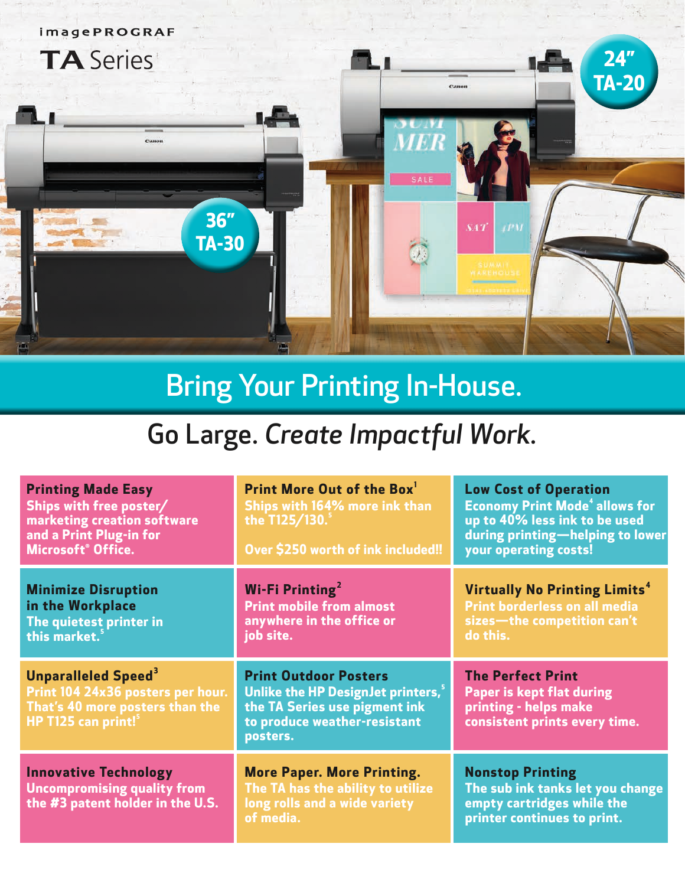imagePROGRAF

# TA Series

36" TA-30

24" TA-20

## Bring Your Printing In-House.

### Go Large. *Create Impactful Work.*

**Printing Made Easy**
Ships with free poster/marketing creation software and a Print Plug-in for Microsoft® Office.

**Print More Out of the Box**[1]
Ships with 164% more ink than the T125/130.[5]

Over $250 worth of ink included!!

**Low Cost of Operation**
Economy Print Mode[4] allows for up to 40% less ink to be used during printing—helping to lower your operating costs!

**Minimize Disruption in the Workplace**
The quietest printer in this market.[5]

**Wi-Fi Printing**[2]
Print mobile from almost anywhere in the office or job site.

**Virtually No Printing Limits**[4]
Print borderless on all media sizes—the competition can't do this.

**Unparalleled Speed**[3]
Print 104 24x36 posters per hour. That's 40 more posters than the HP T125 can print![5]

**Print Outdoor Posters**
Unlike the HP DesignJet printers,[5] the TA Series use pigment ink to produce weather-resistant posters.

**The Perfect Print**
Paper is kept flat during printing - helps make consistent prints every time.

**Innovative Technology**
Uncompromising quality from the #3 patent holder in the U.S.

**More Paper. More Printing.**
The TA has the ability to utilize long rolls and a wide variety of media.

**Nonstop Printing**
The sub ink tanks let you change empty cartridges while the printer continues to print.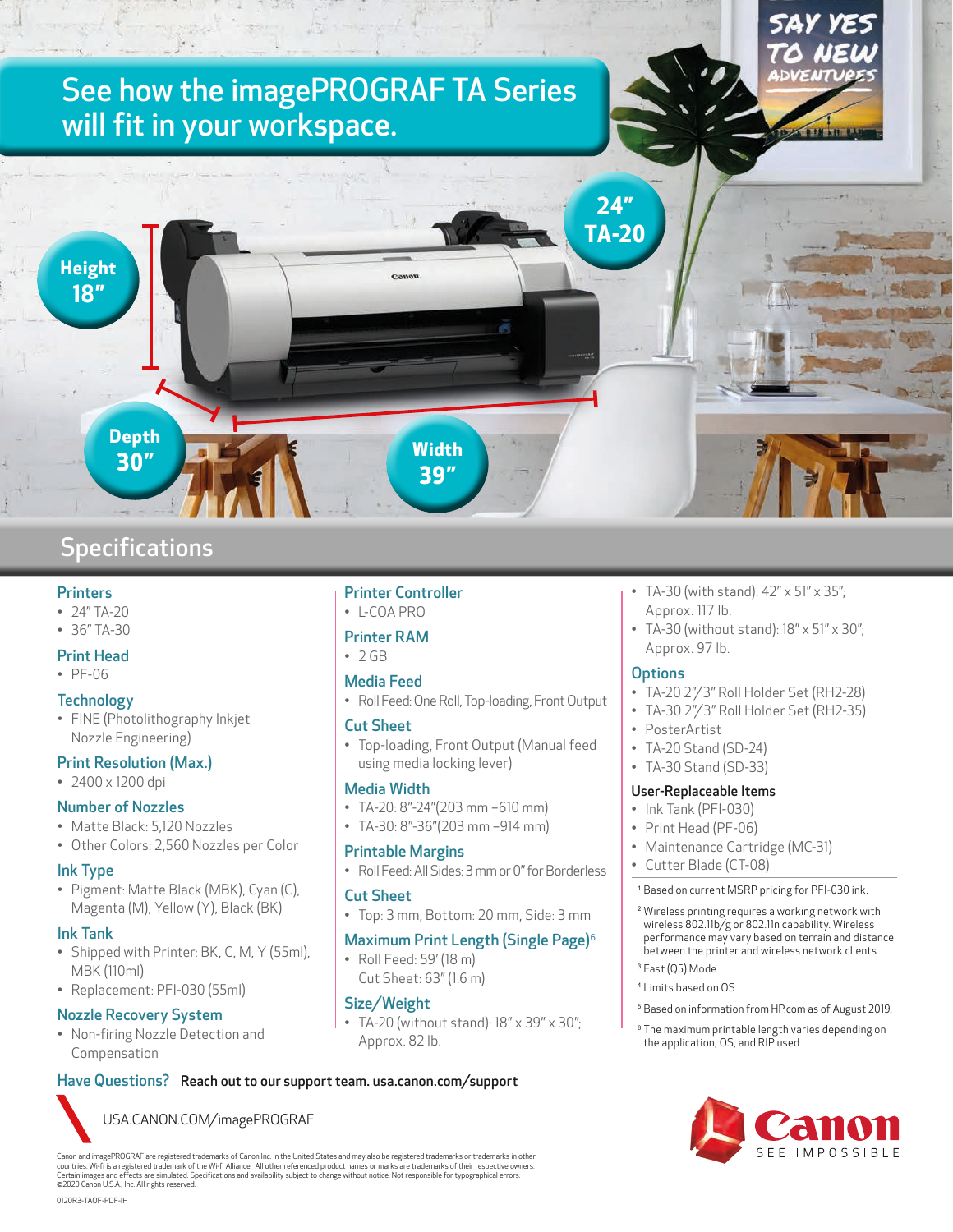# See how the imagePROGRAF TA Series will fit in your workspace.

Height 18″

Depth 30″

Width 39″

24″ TA-20

## Specifications

### Printers
- 24″ TA-20
- 36″ TA-30

### Print Head
- PF-06

### Technology
- FINE (Photolithography Inkjet Nozzle Engineering)

### Print Resolution (Max.)
- 2400 x 1200 dpi

### Number of Nozzles
- Matte Black: 5,120 Nozzles
- Other Colors: 2,560 Nozzles per Color

### Ink Type
- Pigment: Matte Black (MBK), Cyan (C), Magenta (M), Yellow (Y), Black (BK)

### Ink Tank
- Shipped with Printer: BK, C, M, Y (55ml), MBK (110ml)
- Replacement: PFI-030 (55ml)

### Nozzle Recovery System
- Non-firing Nozzle Detection and Compensation

### Printer Controller
- L-COA PRO

### Printer RAM
- 2 GB

### Media Feed
- Roll Feed: One Roll, Top-loading, Front Output

### Cut Sheet
- Top-loading, Front Output (Manual feed using media locking lever)

### Media Width
- TA-20: 8″-24″(203 mm –610 mm)
- TA-30: 8″-36″(203 mm –914 mm)

### Printable Margins
- Roll Feed: All Sides: 3 mm or 0″ for Borderless

### Cut Sheet
- Top: 3 mm, Bottom: 20 mm, Side: 3 mm

### Maximum Print Length (Single Page)[6]
- Roll Feed: 59′ (18 m)
  Cut Sheet: 63″ (1.6 m)

### Size/Weight
- TA-20 (without stand): 18″ x 39″ x 30″; Approx. 82 lb.
- TA-30 (with stand): 42″ x 51″ x 35″; Approx. 117 lb.
- TA-30 (without stand): 18″ x 51″ x 30″; Approx. 97 lb.

### Options
- TA-20 2″/3″ Roll Holder Set (RH2-28)
- TA-30 2″/3″ Roll Holder Set (RH2-35)
- PosterArtist
- TA-20 Stand (SD-24)
- TA-30 Stand (SD-33)

### User-Replaceable Items
- Ink Tank (PFI-030)
- Print Head (PF-06)
- Maintenance Cartridge (MC-31)
- Cutter Blade (CT-08)

[1] Based on current MSRP pricing for PFI-030 ink.

[2] Wireless printing requires a working network with wireless 802.11b/g or 802.11n capability. Wireless performance may vary based on terrain and distance between the printer and wireless network clients.

[3] Fast (Q5) Mode.

[4] Limits based on OS.

[5] Based on information from HP.com as of August 2019.

[6] The maximum printable length varies depending on the application, OS, and RIP used.

**Have Questions?** Reach out to our support team. usa.canon.com/support

USA.CANON.COM/imagePROGRAF

Canon SEE IMPOSSIBLE

Canon and imagePROGRAF are registered trademarks of Canon Inc. in the United States and may also be registered trademarks or trademarks in other countries. Wi-Fi is a registered trademark of the Wi-Fi Alliance. All other referenced product names or marks are trademarks of their respective owners. Certain images and effects are simulated. Specifications and availability subject to change without notice. Not responsible for typographical errors. ©2020 Canon U.S.A., Inc. All rights reserved.

0120R3-TAOF-PDF-IH